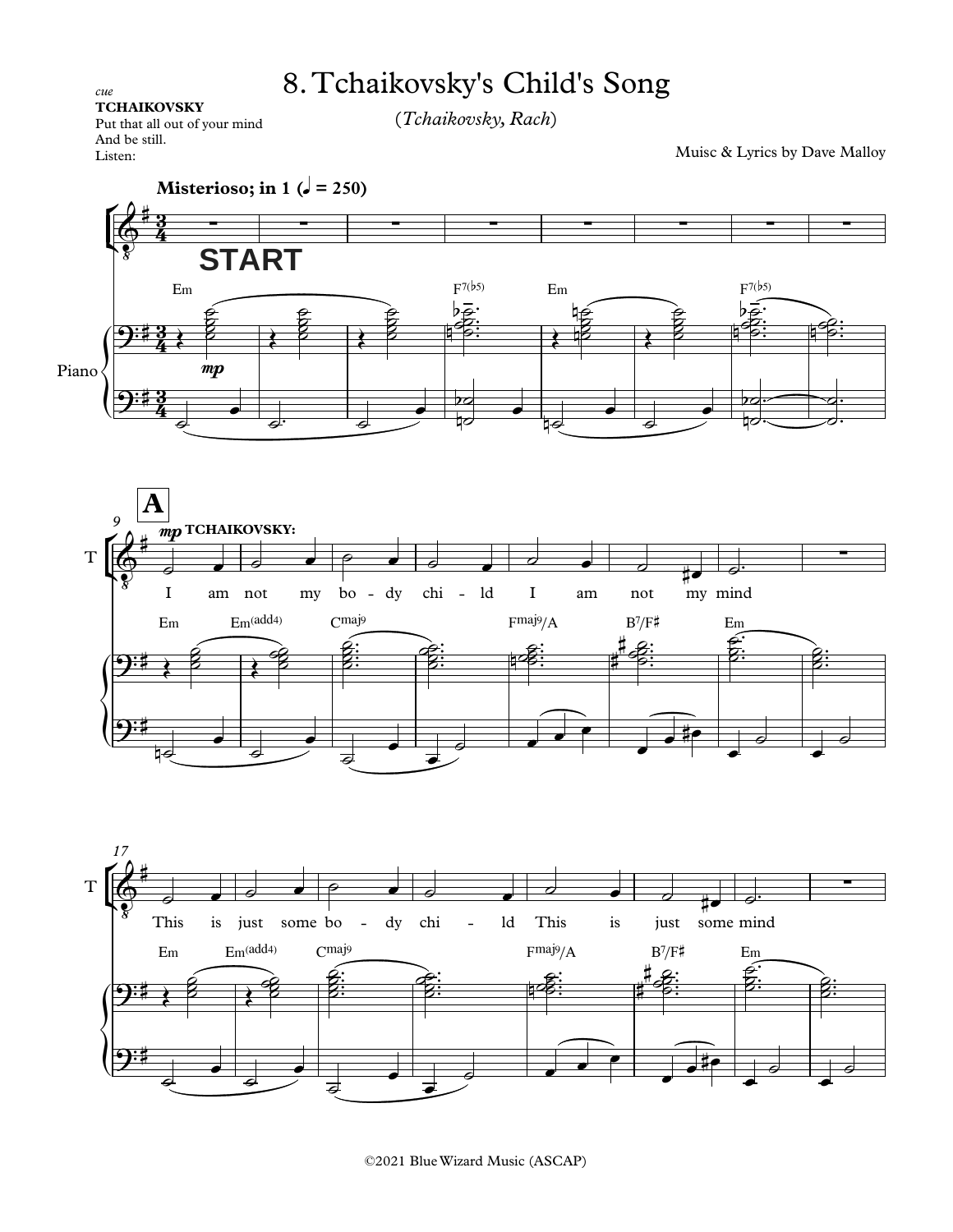# 8. Tchaikovsky's Child's Song

*cue*
**TCHAIKOVSKY**
Put that all out of your mind
And be still.
Listen:

(*Tchaikovsky, Rach*)

Muisc & Lyrics by Dave Malloy

**Misterioso; in 1 (♩ = 250)**

**START**

Em F7(♭5) Em F7(♭5)

Piano *mp*

**A**

9 *mp* **TCHAIKOVSKY:**

I am not my bo - dy chi - ld I am not my mind

Em Em(add4) Cmaj9 Fmaj9/A B7/F♯ Em

17

This is just some bo - dy chi - ld This is just some mind

Em Em(add4) Cmaj9 Fmaj9/A B7/F♯ Em

©2021 Blue Wizard Music (ASCAP)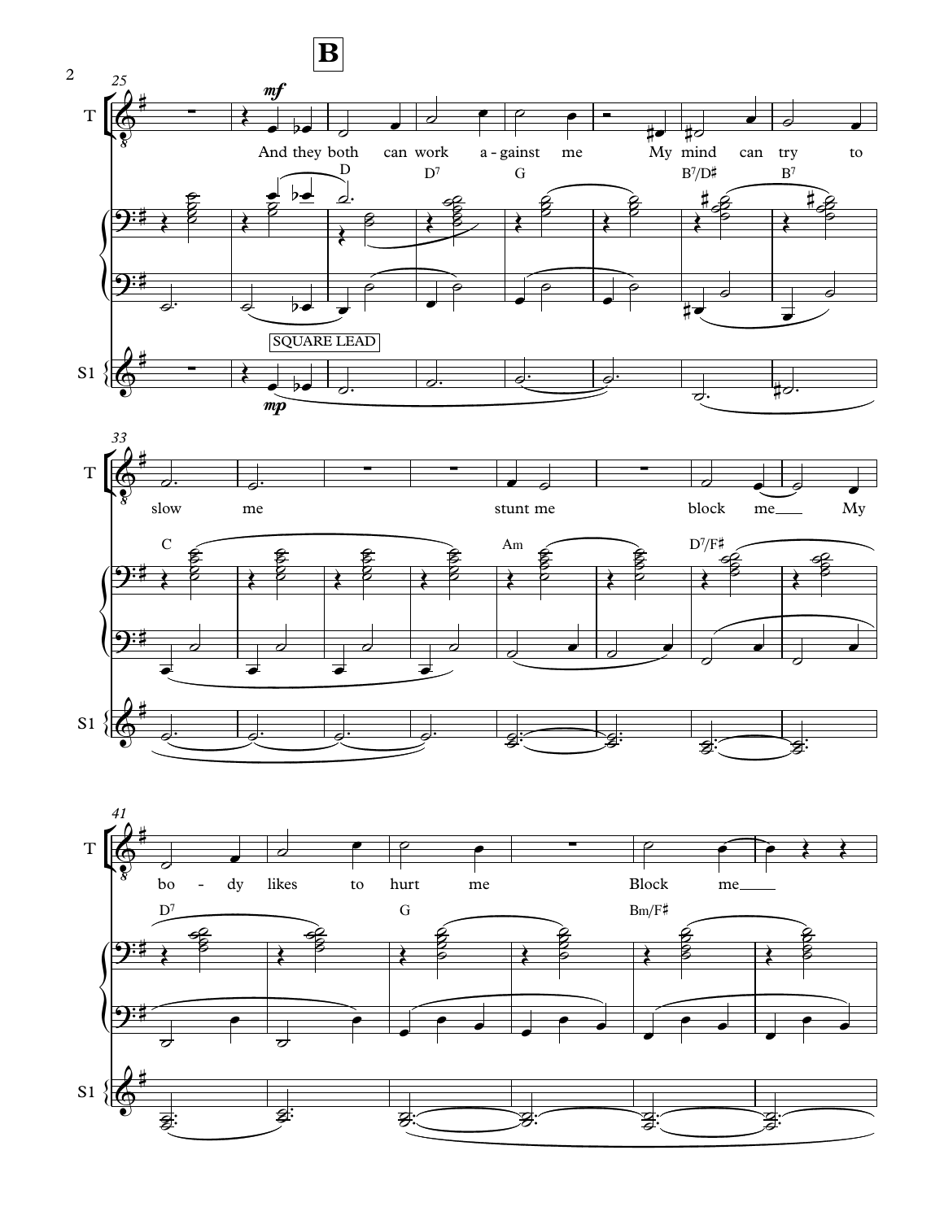**B**

*mf*

T: And they both can work a - gainst me My mind can try to slow me stunt me block me My bo - dy likes to hurt me Block me

D D7 G B7/D♯ B7

C Am D7/F♯

D7 G Bm/F♯

SQUARE LEAD

S1 *mp*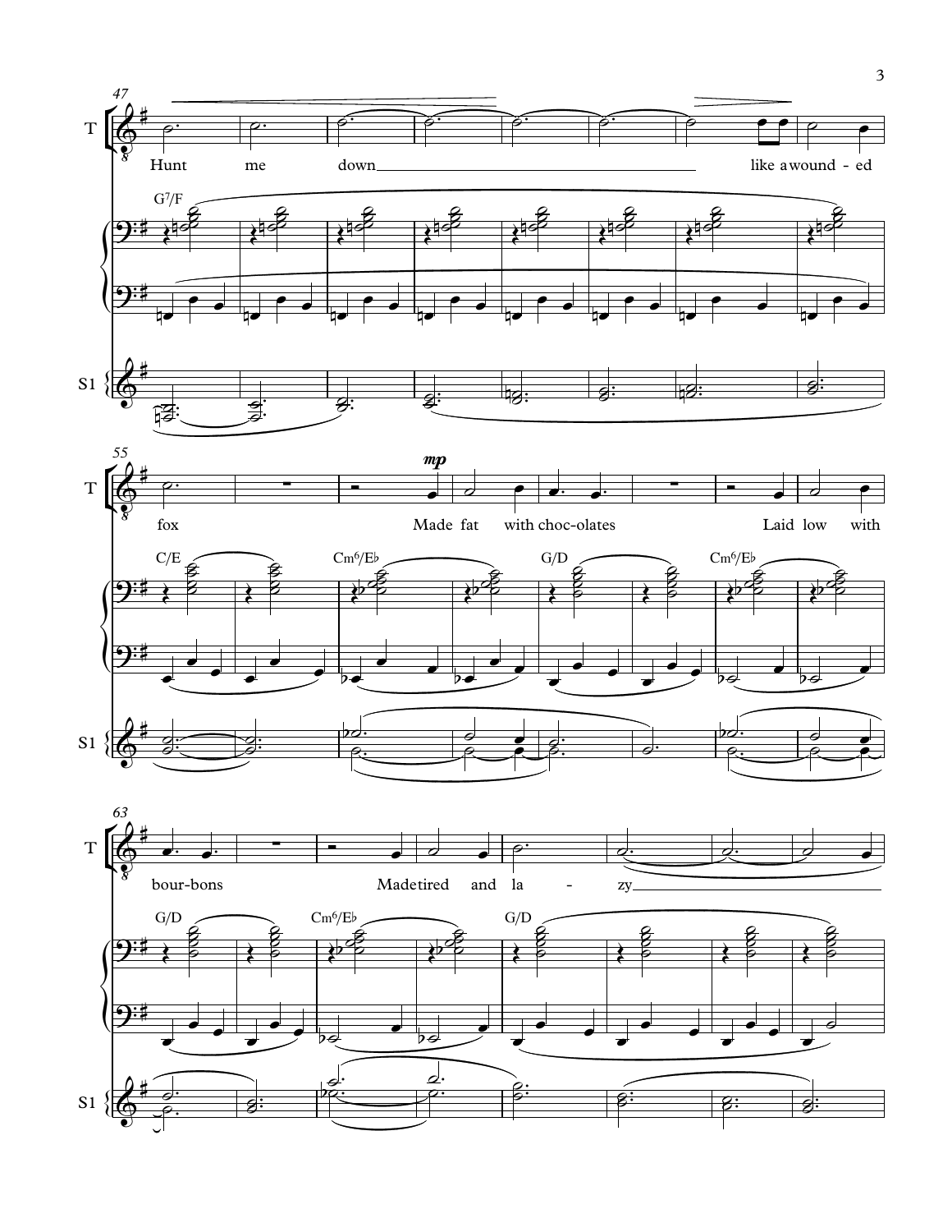47

T: Hunt me down like a wound - ed

G7/F

S1

55

T: fox Made fat with choc-olates Laid low with

*mp*

C/E Cm6/E♭ G/D Cm6/E♭

S1

63

T: bour-bons Made tired and la - zy

G/D Cm6/E♭ G/D

S1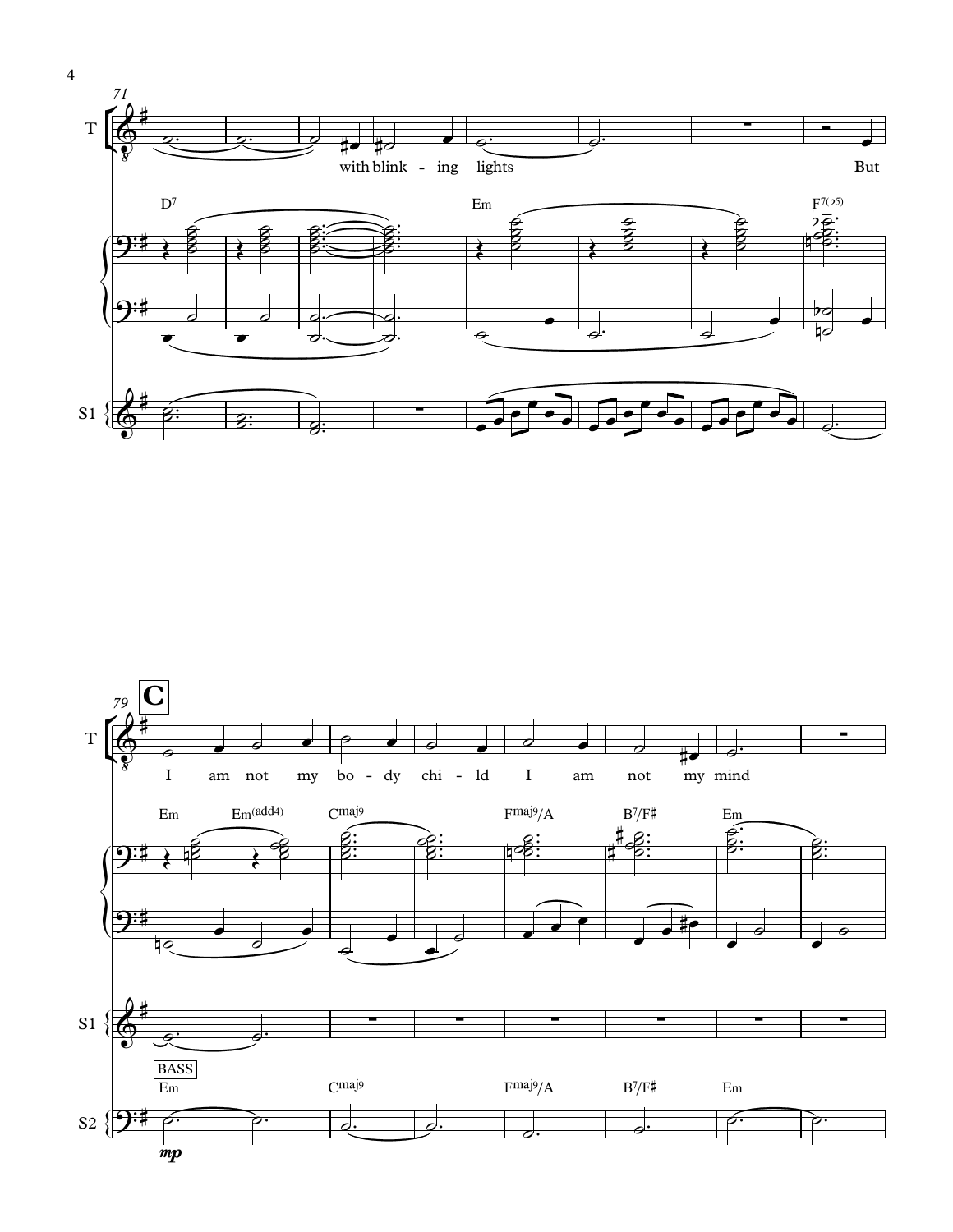71

T

with blink - ing lights But

D7 Em F7(♭5)

S1

79 **C**

T

I am not my bo - dy chi - ld I am not my mind

Em Em(add4) Cmaj9 Fmaj9/A B7/F♯ Em

S1

BASS

Em Cmaj9 Fmaj9/A B7/F♯ Em

S2

*mp*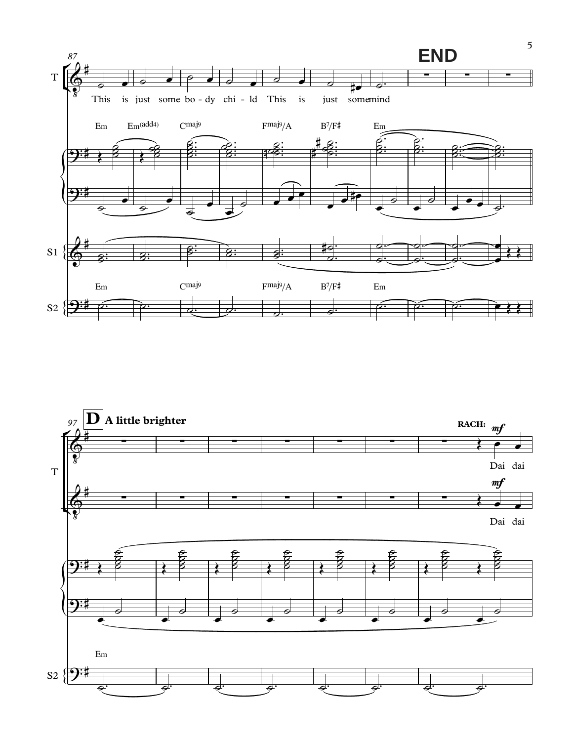87

**END**

T

This is just some bo - dy chi - ld This is just some mind

Em Em(add4) Cmaj9 Fmaj9/A B7/F♯ Em

S1

Em Cmaj9 Fmaj9/A B7/F♯ Em

S2

97 **D** **A little brighter**

RACH: *mf*

Dai dai

T

*mf*

Dai dai

Em

S2